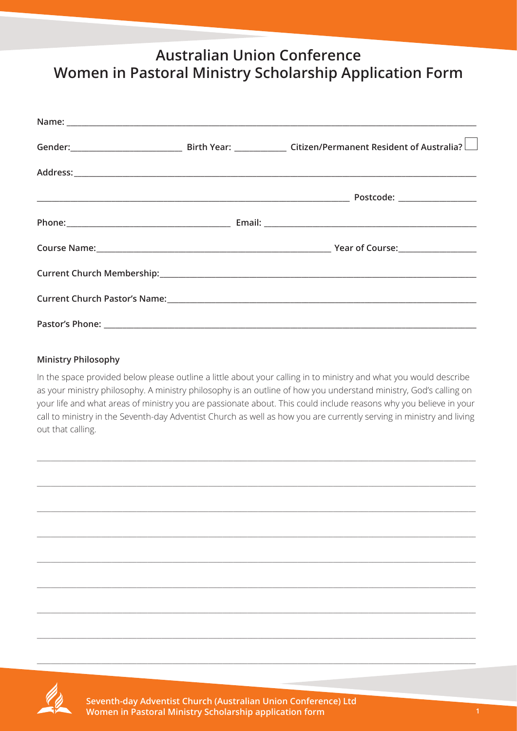# Australian Union Conference
# Women in Pastoral Ministry Scholarship Application Form

**Name:** ______________________________________________

**Gender:** ____________________ **Birth Year:** __________ **Citizen/Permanent Resident of Australia?** ☐

**Address:** ______________________________________________

______________________________________________ **Postcode:** ______________

**Phone:** ______________________ **Email:** ______________________

**Course Name:** ______________________________ **Year of Course:** ______________

**Current Church Membership:** ______________________________________________

**Current Church Pastor's Name:** ______________________________________________

**Pastor's Phone:** ______________________________________________

**Ministry Philosophy**

In the space provided below please outline a little about your calling in to ministry and what you would describe as your ministry philosophy. A ministry philosophy is an outline of how you understand ministry, God's calling on your life and what areas of ministry you are passionate about. This could include reasons why you believe in your call to ministry in the Seventh-day Adventist Church as well as how you are currently serving in ministry and living out that calling.

______________________________________________

______________________________________________

______________________________________________

______________________________________________

______________________________________________

______________________________________________

______________________________________________

______________________________________________

______________________________________________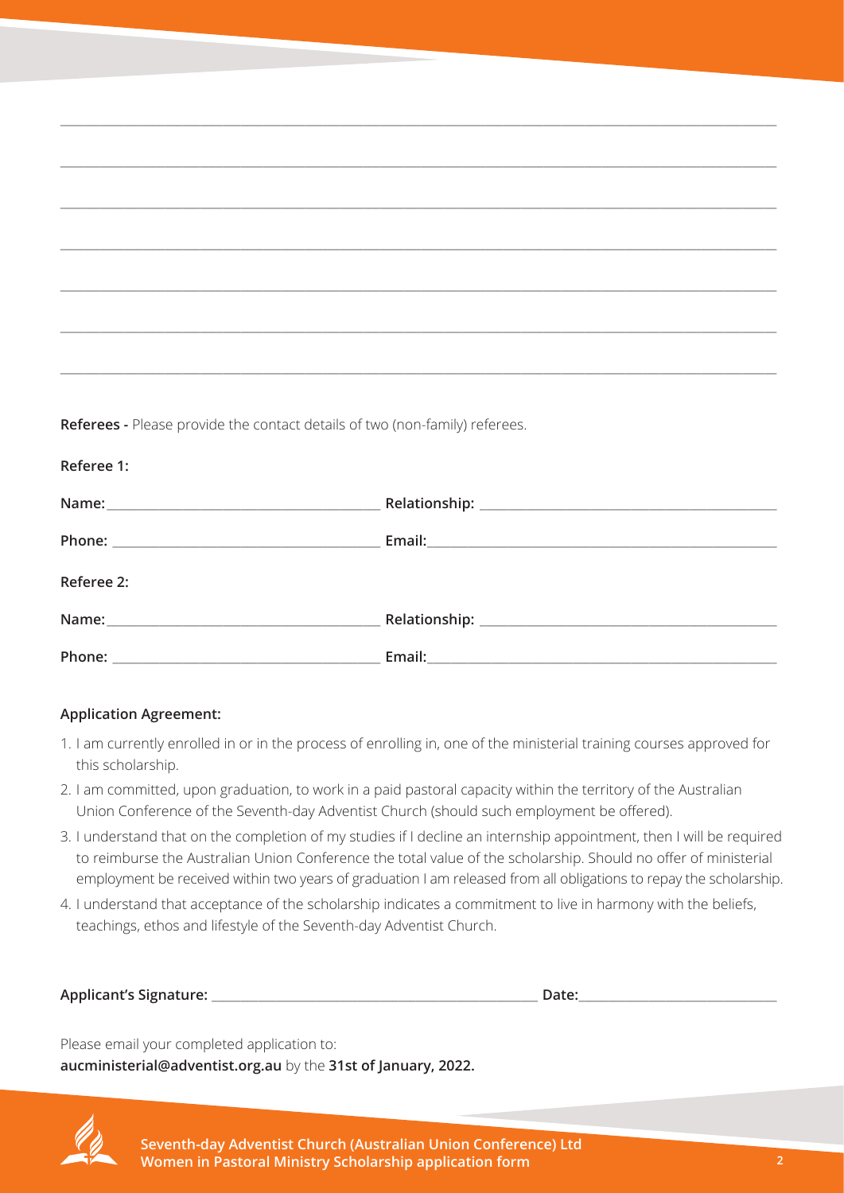**Referees -** Please provide the contact details of two (non-family) referees.

**Referee 1:**

**Name:** ______________________ **Relationship:** ______________________

**Phone:** ______________________ **Email:** ______________________

**Referee 2:**

**Name:** ______________________ **Relationship:** ______________________

**Phone:** ______________________ **Email:** ______________________

**Application Agreement:**

1. I am currently enrolled in or in the process of enrolling in, one of the ministerial training courses approved for this scholarship.
2. I am committed, upon graduation, to work in a paid pastoral capacity within the territory of the Australian Union Conference of the Seventh-day Adventist Church (should such employment be offered).
3. I understand that on the completion of my studies if I decline an internship appointment, then I will be required to reimburse the Australian Union Conference the total value of the scholarship. Should no offer of ministerial employment be received within two years of graduation I am released from all obligations to repay the scholarship.
4. I understand that acceptance of the scholarship indicates a commitment to live in harmony with the beliefs, teachings, ethos and lifestyle of the Seventh-day Adventist Church.

**Applicant's Signature:** ______________________ **Date:** ______________________

Please email your completed application to:
**aucministerial@adventist.org.au** by the **31st of January, 2022.**